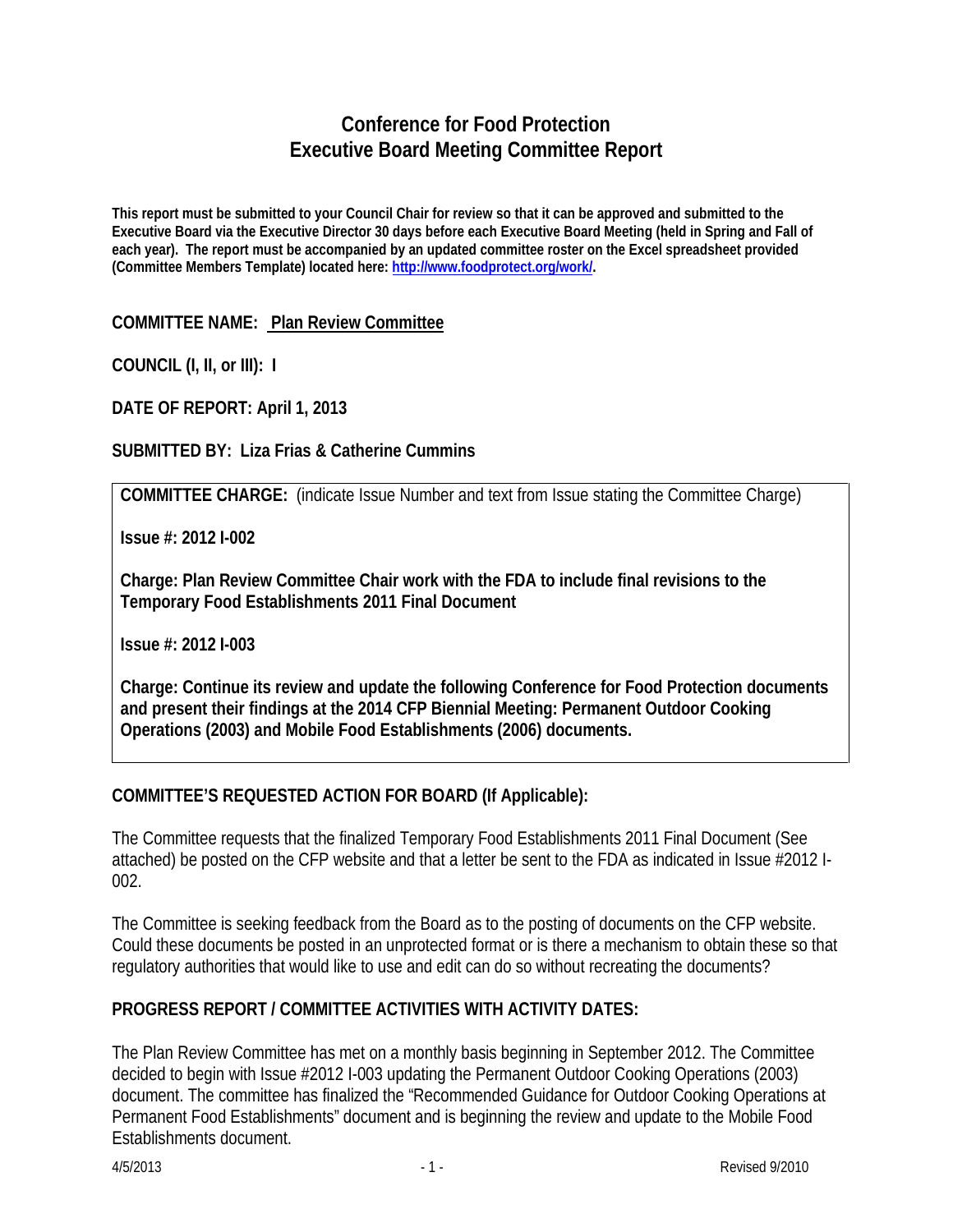# Conference for Food Protection
# Executive Board Meeting Committee Report

**This report must be submitted to your Council Chair for review so that it can be approved and submitted to the Executive Board via the Executive Director 30 days before each Executive Board Meeting (held in Spring and Fall of each year). The report must be accompanied by an updated committee roster on the Excel spreadsheet provided (Committee Members Template) located here: http://www.foodprotect.org/work/.**

**COMMITTEE NAME: Plan Review Committee**

**COUNCIL (I, II, or III): I**

**DATE OF REPORT: April 1, 2013**

**SUBMITTED BY: Liza Frias & Catherine Cummins**

**COMMITTEE CHARGE:** (indicate Issue Number and text from Issue stating the Committee Charge)

**Issue #: 2012 I-002**

**Charge: Plan Review Committee Chair work with the FDA to include final revisions to the Temporary Food Establishments 2011 Final Document**

**Issue #: 2012 I-003**

**Charge: Continue its review and update the following Conference for Food Protection documents and present their findings at the 2014 CFP Biennial Meeting: Permanent Outdoor Cooking Operations (2003) and Mobile Food Establishments (2006) documents.**

**COMMITTEE'S REQUESTED ACTION FOR BOARD (If Applicable):**

The Committee requests that the finalized Temporary Food Establishments 2011 Final Document (See attached) be posted on the CFP website and that a letter be sent to the FDA as indicated in Issue #2012 I-002.

The Committee is seeking feedback from the Board as to the posting of documents on the CFP website. Could these documents be posted in an unprotected format or is there a mechanism to obtain these so that regulatory authorities that would like to use and edit can do so without recreating the documents?

**PROGRESS REPORT / COMMITTEE ACTIVITIES WITH ACTIVITY DATES:**

The Plan Review Committee has met on a monthly basis beginning in September 2012. The Committee decided to begin with Issue #2012 I-003 updating the Permanent Outdoor Cooking Operations (2003) document. The committee has finalized the "Recommended Guidance for Outdoor Cooking Operations at Permanent Food Establishments" document and is beginning the review and update to the Mobile Food Establishments document.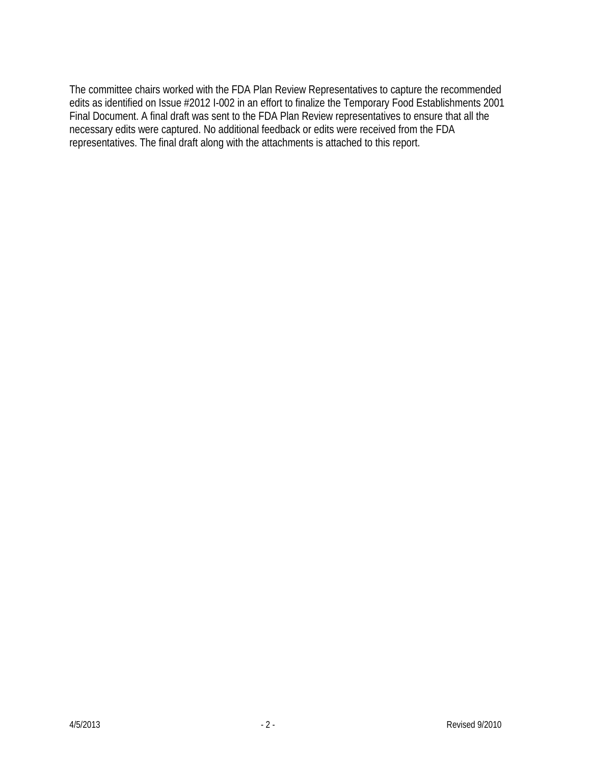The committee chairs worked with the FDA Plan Review Representatives to capture the recommended edits as identified on Issue #2012 I-002 in an effort to finalize the Temporary Food Establishments 2001 Final Document. A final draft was sent to the FDA Plan Review representatives to ensure that all the necessary edits were captured. No additional feedback or edits were received from the FDA representatives. The final draft along with the attachments is attached to this report.